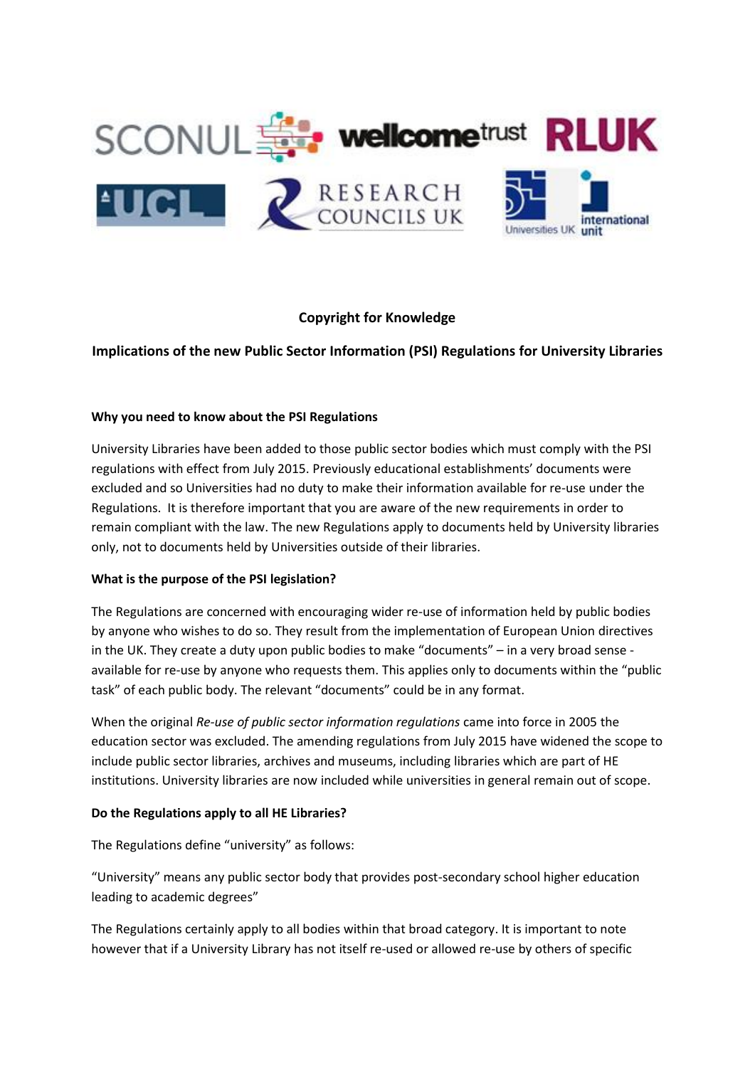**Copyright for Knowledge**

**Implications of the new Public Sector Information (PSI) Regulations for University Libraries**

**Why you need to know about the PSI Regulations**

University Libraries have been added to those public sector bodies which must comply with the PSI regulations with effect from July 2015. Previously educational establishments' documents were excluded and so Universities had no duty to make their information available for re-use under the Regulations. It is therefore important that you are aware of the new requirements in order to remain compliant with the law. The new Regulations apply to documents held by University libraries only, not to documents held by Universities outside of their libraries.

**What is the purpose of the PSI legislation?**

The Regulations are concerned with encouraging wider re-use of information held by public bodies by anyone who wishes to do so. They result from the implementation of European Union directives in the UK. They create a duty upon public bodies to make "documents" – in a very broad sense - available for re-use by anyone who requests them. This applies only to documents within the "public task" of each public body. The relevant "documents" could be in any format.

When the original *Re-use of public sector information regulations* came into force in 2005 the education sector was excluded. The amending regulations from July 2015 have widened the scope to include public sector libraries, archives and museums, including libraries which are part of HE institutions. University libraries are now included while universities in general remain out of scope.

**Do the Regulations apply to all HE Libraries?**

The Regulations define "university" as follows:

"University" means any public sector body that provides post-secondary school higher education leading to academic degrees"

The Regulations certainly apply to all bodies within that broad category. It is important to note however that if a University Library has not itself re-used or allowed re-use by others of specific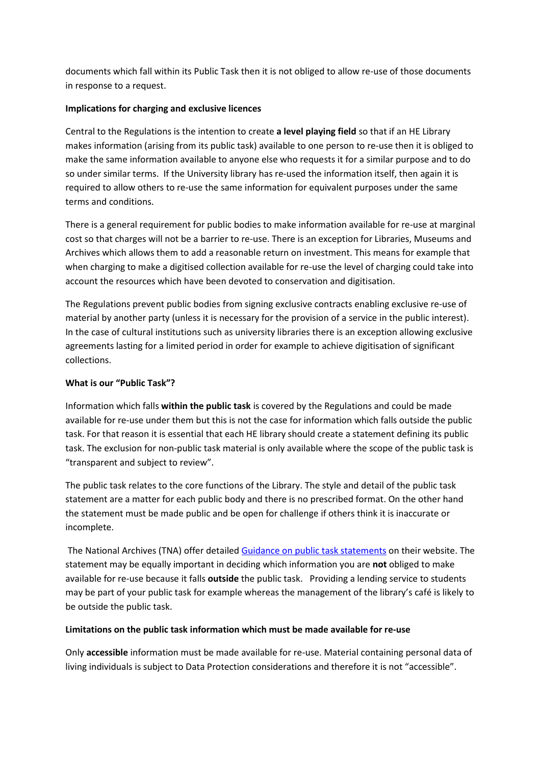documents which fall within its Public Task then it is not obliged to allow re-use of those documents in response to a request.

**Implications for charging and exclusive licences**

Central to the Regulations is the intention to create **a level playing field** so that if an HE Library makes information (arising from its public task) available to one person to re-use then it is obliged to make the same information available to anyone else who requests it for a similar purpose and to do so under similar terms. If the University library has re-used the information itself, then again it is required to allow others to re-use the same information for equivalent purposes under the same terms and conditions.

There is a general requirement for public bodies to make information available for re-use at marginal cost so that charges will not be a barrier to re-use. There is an exception for Libraries, Museums and Archives which allows them to add a reasonable return on investment. This means for example that when charging to make a digitised collection available for re-use the level of charging could take into account the resources which have been devoted to conservation and digitisation.

The Regulations prevent public bodies from signing exclusive contracts enabling exclusive re-use of material by another party (unless it is necessary for the provision of a service in the public interest). In the case of cultural institutions such as university libraries there is an exception allowing exclusive agreements lasting for a limited period in order for example to achieve digitisation of significant collections.

**What is our "Public Task"?**

Information which falls **within the public task** is covered by the Regulations and could be made available for re-use under them but this is not the case for information which falls outside the public task. For that reason it is essential that each HE library should create a statement defining its public task. The exclusion for non-public task material is only available where the scope of the public task is "transparent and subject to review".

The public task relates to the core functions of the Library. The style and detail of the public task statement are a matter for each public body and there is no prescribed format. On the other hand the statement must be made public and be open for challenge if others think it is inaccurate or incomplete.

The National Archives (TNA) offer detailed [Guidance on public task statements] on their website. The statement may be equally important in deciding which information you are **not** obliged to make available for re-use because it falls **outside** the public task. Providing a lending service to students may be part of your public task for example whereas the management of the library's café is likely to be outside the public task.

**Limitations on the public task information which must be made available for re-use**

Only **accessible** information must be made available for re-use. Material containing personal data of living individuals is subject to Data Protection considerations and therefore it is not "accessible".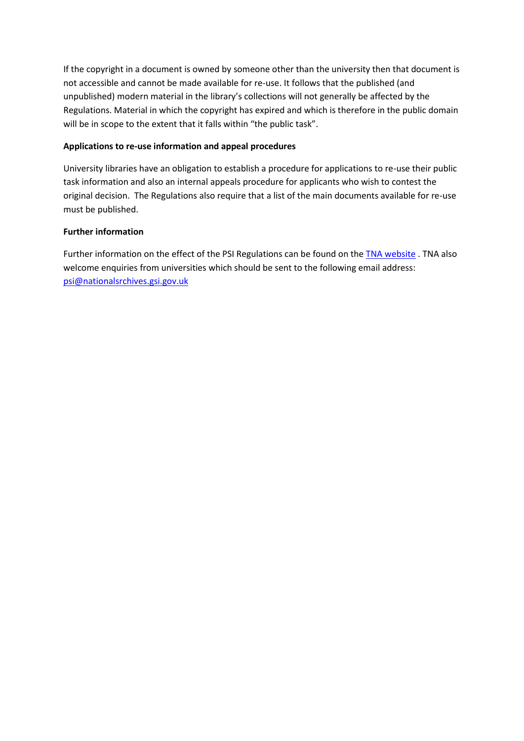If the copyright in a document is owned by someone other than the university then that document is not accessible and cannot be made available for re-use. It follows that the published (and unpublished) modern material in the library's collections will not generally be affected by the Regulations. Material in which the copyright has expired and which is therefore in the public domain will be in scope to the extent that it falls within "the public task".

**Applications to re-use information and appeal procedures**

University libraries have an obligation to establish a procedure for applications to re-use their public task information and also an internal appeals procedure for applicants who wish to contest the original decision. The Regulations also require that a list of the main documents available for re-use must be published.

**Further information**

Further information on the effect of the PSI Regulations can be found on the TNA website . TNA also welcome enquiries from universities which should be sent to the following email address: psi@nationalsrchives.gsi.gov.uk